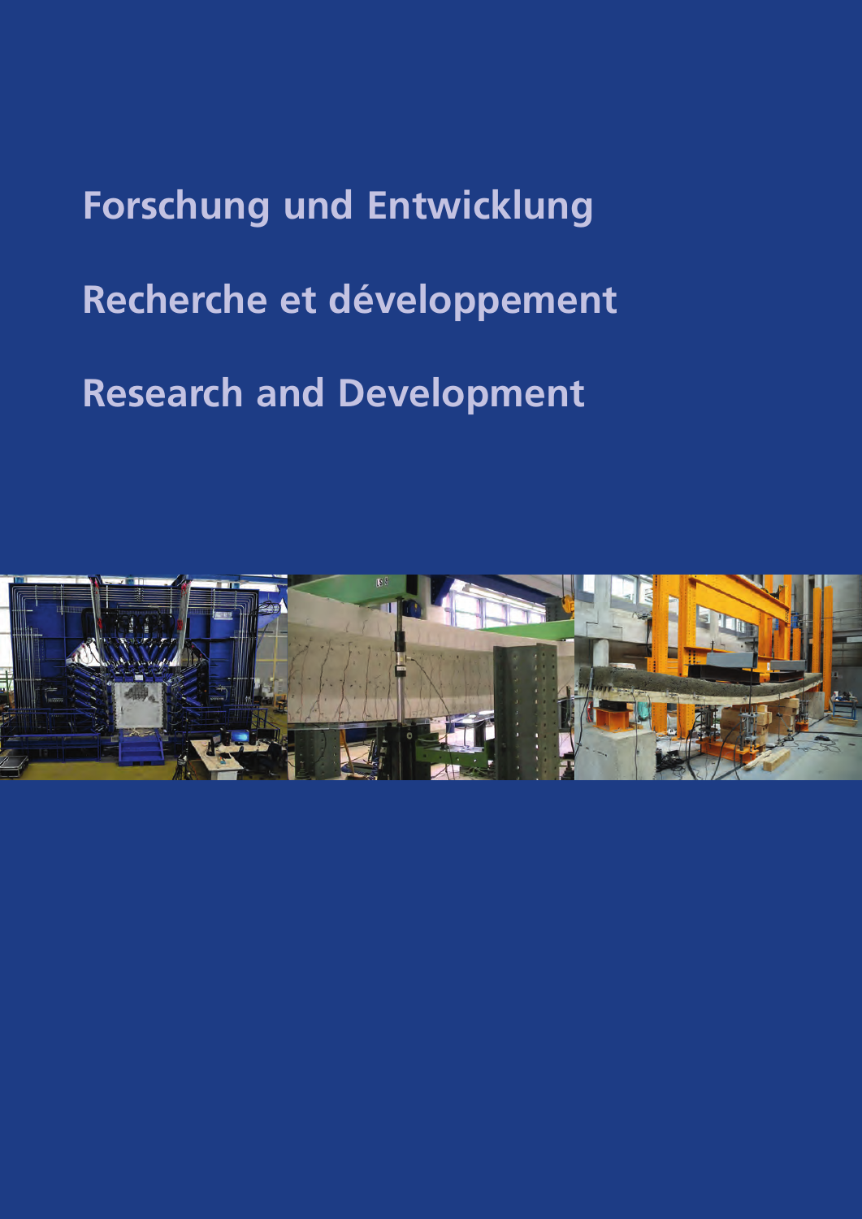# Forschung und Entwicklung

# Recherche et développement

# Research and Development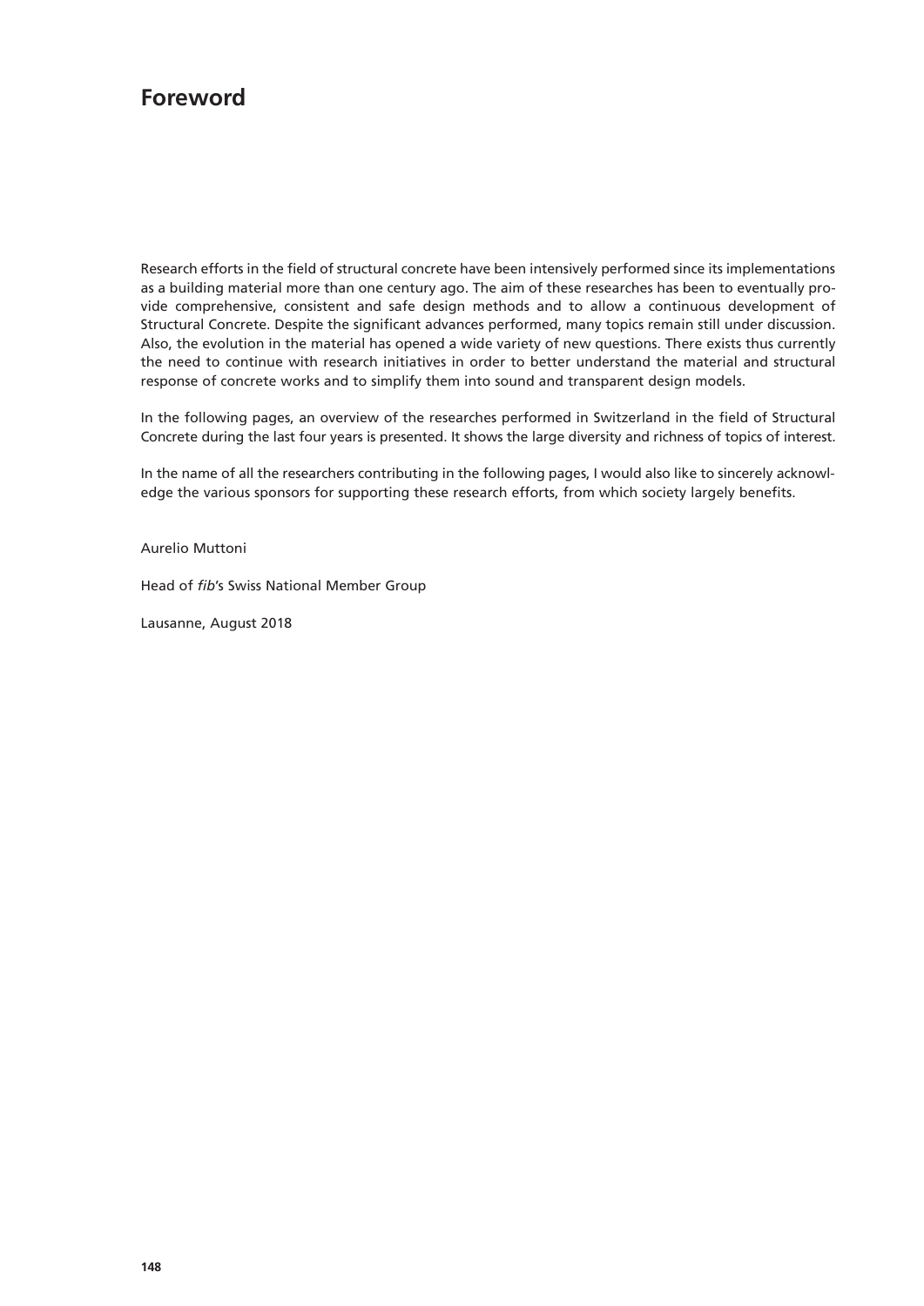# Foreword

Research efforts in the field of structural concrete have been intensively performed since its implementations as a building material more than one century ago. The aim of these researches has been to eventually provide comprehensive, consistent and safe design methods and to allow a continuous development of Structural Concrete. Despite the significant advances performed, many topics remain still under discussion. Also, the evolution in the material has opened a wide variety of new questions. There exists thus currently the need to continue with research initiatives in order to better understand the material and structural response of concrete works and to simplify them into sound and transparent design models.

In the following pages, an overview of the researches performed in Switzerland in the field of Structural Concrete during the last four years is presented. It shows the large diversity and richness of topics of interest.

In the name of all the researchers contributing in the following pages, I would also like to sincerely acknowledge the various sponsors for supporting these research efforts, from which society largely benefits.

Aurelio Muttoni

Head of *fib*'s Swiss National Member Group

Lausanne, August 2018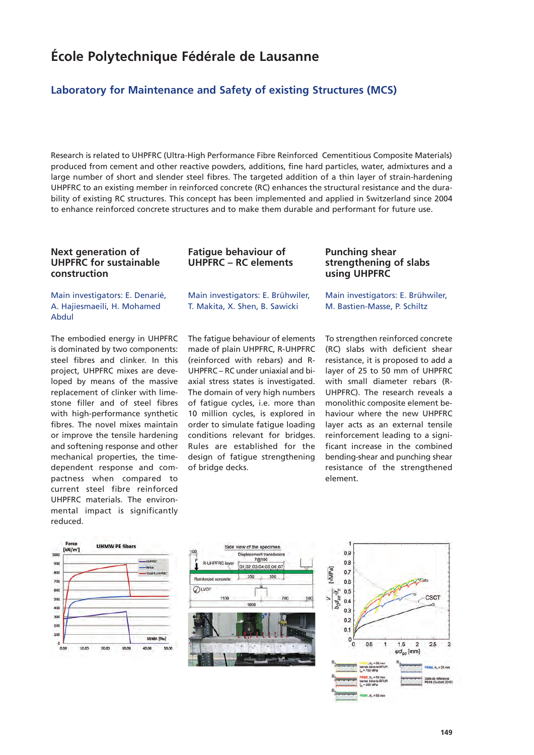# École Polytechnique Fédérale de Lausanne

## Laboratory for Maintenance and Safety of existing Structures (MCS)

Research is related to UHPFRC (Ultra-High Performance Fibre Reinforced Cementitious Composite Materials) produced from cement and other reactive powders, additions, fine hard particles, water, admixtures and a large number of short and slender steel fibres. The targeted addition of a thin layer of strain-hardening UHPFRC to an existing member in reinforced concrete (RC) enhances the structural resistance and the durability of existing RC structures. This concept has been implemented and applied in Switzerland since 2004 to enhance reinforced concrete structures and to make them durable and performant for future use.

### Next generation of UHPFRC for sustainable construction

Main investigators: E. Denarié, A. Hajiesmaeili, H. Mohamed Abdul

The embodied energy in UHPFRC is dominated by two components: steel fibres and clinker. In this project, UHPFRC mixes are developed by means of the massive replacement of clinker with limestone filler and of steel fibres with high-performance synthetic fibres. The novel mixes maintain or improve the tensile hardening and softening response and other mechanical properties, the time-dependent response and compactness when compared to current steel fibre reinforced UHPFRC materials. The environmental impact is significantly reduced.

### Fatigue behaviour of UHPFRC – RC elements

Main investigators: E. Brühwiler, T. Makita, X. Shen, B. Sawicki

The fatigue behaviour of elements made of plain UHPFRC, R-UHPFRC (reinforced with rebars) and R-UHPFRC – RC under uniaxial and biaxial stress states is investigated. The domain of very high numbers of fatigue cycles, i.e. more than 10 million cycles, is explored in order to simulate fatigue loading conditions relevant for bridges. Rules are established for the design of fatigue strengthening of bridge decks.

### Punching shear strengthening of slabs using UHPFRC

Main investigators: E. Brühwiler, M. Bastien-Masse, P. Schiltz

To strengthen reinforced concrete (RC) slabs with deficient shear resistance, it is proposed to add a layer of 25 to 50 mm of UHPFRC with small diameter rebars (R-UHPFRC). The research reveals a monolithic composite element behaviour where the new UHPFRC layer acts as an external tensile reinforcement leading to a significant increase in the combined bending-shear and punching shear resistance of the strengthened element.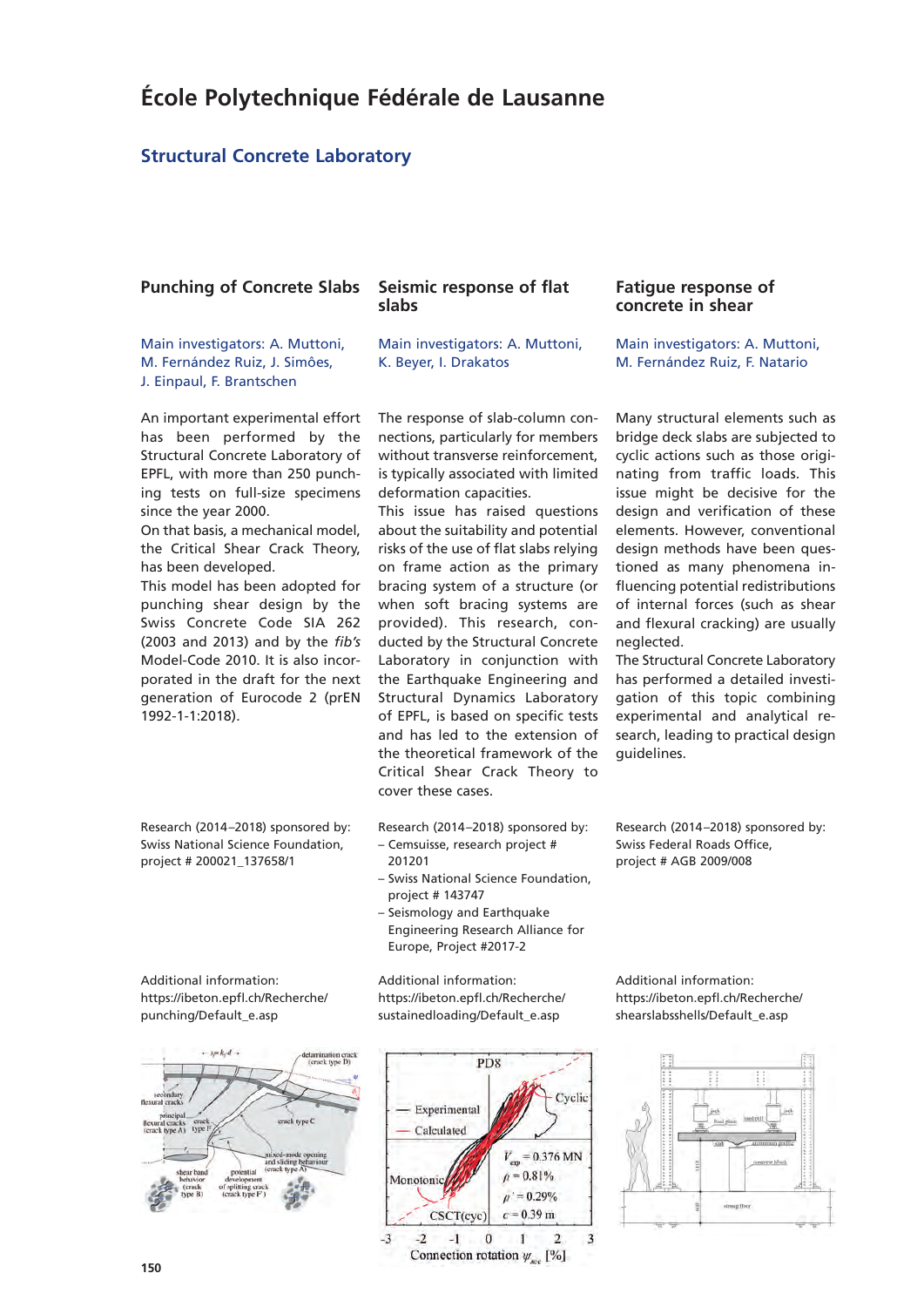# École Polytechnique Fédérale de Lausanne

## Structural Concrete Laboratory

### Punching of Concrete Slabs

Main investigators: A. Muttoni, M. Fernández Ruiz, J. Simões, J. Einpaul, F. Brantschen

An important experimental effort has been performed by the Structural Concrete Laboratory of EPFL, with more than 250 punching tests on full-size specimens since the year 2000.

On that basis, a mechanical model, the Critical Shear Crack Theory, has been developed.

This model has been adopted for punching shear design by the Swiss Concrete Code SIA 262 (2003 and 2013) and by the *fib's* Model-Code 2010. It is also incorporated in the draft for the next generation of Eurocode 2 (prEN 1992-1-1:2018).

Research (2014–2018) sponsored by: Swiss National Science Foundation, project # 200021_137658/1

Additional information: https://ibeton.epfl.ch/Recherche/punching/Default_e.asp

### Seismic response of flat slabs

Main investigators: A. Muttoni, K. Beyer, I. Drakatos

The response of slab-column connections, particularly for members without transverse reinforcement, is typically associated with limited deformation capacities.

This issue has raised questions about the suitability and potential risks of the use of flat slabs relying on frame action as the primary bracing system of a structure (or when soft bracing systems are provided). This research, conducted by the Structural Concrete Laboratory in conjunction with the Earthquake Engineering and Structural Dynamics Laboratory of EPFL, is based on specific tests and has led to the extension of the theoretical framework of the Critical Shear Crack Theory to cover these cases.

Research (2014–2018) sponsored by:
- Cemsuisse, research project # 201201
- Swiss National Science Foundation, project # 143747
- Seismology and Earthquake Engineering Research Alliance for Europe, Project #2017-2

Additional information: https://ibeton.epfl.ch/Recherche/sustainedloading/Default_e.asp

### Fatigue response of concrete in shear

Main investigators: A. Muttoni, M. Fernández Ruiz, F. Natario

Many structural elements such as bridge deck slabs are subjected to cyclic actions such as those originating from traffic loads. This issue might be decisive for the design and verification of these elements. However, conventional design methods have been questioned as many phenomena influencing potential redistributions of internal forces (such as shear and flexural cracking) are usually neglected.

The Structural Concrete Laboratory has performed a detailed investigation of this topic combining experimental and analytical research, leading to practical design guidelines.

Research (2014–2018) sponsored by: Swiss Federal Roads Office, project # AGB 2009/008

Additional information: https://ibeton.epfl.ch/Recherche/shearslabsshells/Default_e.asp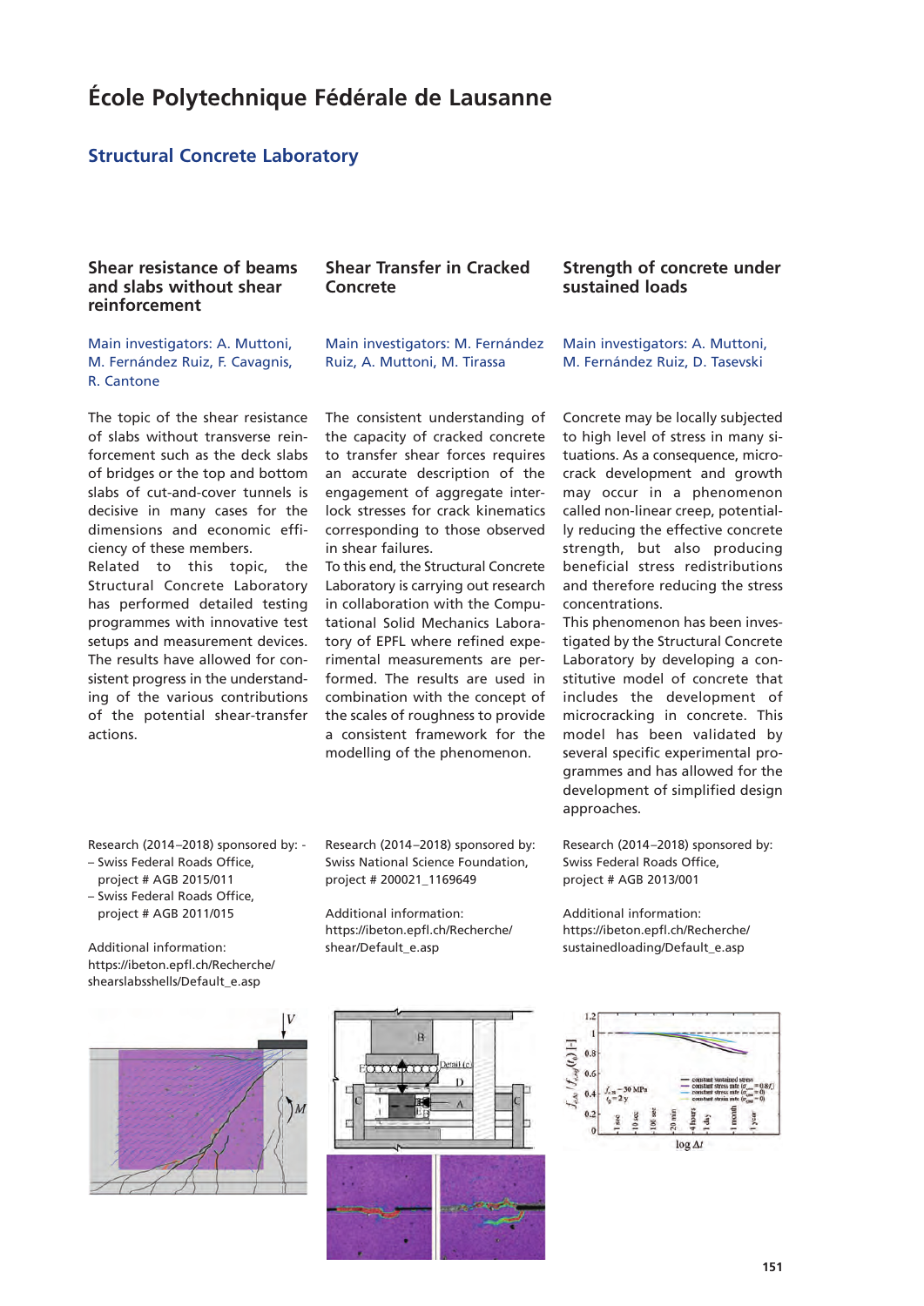# École Polytechnique Fédérale de Lausanne

## Structural Concrete Laboratory

### Shear resistance of beams and slabs without shear reinforcement

Main investigators: A. Muttoni, M. Fernández Ruiz, F. Cavagnis, R. Cantone

The topic of the shear resistance of slabs without transverse reinforcement such as the deck slabs of bridges or the top and bottom slabs of cut-and-cover tunnels is decisive in many cases for the dimensions and economic efficiency of these members.
Related to this topic, the Structural Concrete Laboratory has performed detailed testing programmes with innovative test setups and measurement devices. The results have allowed for consistent progress in the understanding of the various contributions of the potential shear-transfer actions.

Research (2014–2018) sponsored by: -
– Swiss Federal Roads Office, project # AGB 2015/011
– Swiss Federal Roads Office, project # AGB 2011/015

Additional information:
https://ibeton.epfl.ch/Recherche/shearslabsshells/Default_e.asp

### Shear Transfer in Cracked Concrete

Main investigators: M. Fernández Ruiz, A. Muttoni, M. Tirassa

The consistent understanding of the capacity of cracked concrete to transfer shear forces requires an accurate description of the engagement of aggregate interlock stresses for crack kinematics corresponding to those observed in shear failures.
To this end, the Structural Concrete Laboratory is carrying out research in collaboration with the Computational Solid Mechanics Laboratory of EPFL where refined experimental measurements are performed. The results are used in combination with the concept of the scales of roughness to provide a consistent framework for the modelling of the phenomenon.

Research (2014–2018) sponsored by: Swiss National Science Foundation, project # 200021_1169649

Additional information:
https://ibeton.epfl.ch/Recherche/shear/Default_e.asp

### Strength of concrete under sustained loads

Main investigators: A. Muttoni, M. Fernández Ruiz, D. Tasevski

Concrete may be locally subjected to high level of stress in many situations. As a consequence, microcrack development and growth may occur in a phenomenon called non-linear creep, potentially reducing the effective concrete strength, but also producing beneficial stress redistributions and therefore reducing the stress concentrations.
This phenomenon has been investigated by the Structural Concrete Laboratory by developing a constitutive model of concrete that includes the development of microcracking in concrete. This model has been validated by several specific experimental programmes and has allowed for the development of simplified design approaches.

Research (2014–2018) sponsored by: Swiss Federal Roads Office, project # AGB 2013/001

Additional information:
https://ibeton.epfl.ch/Recherche/sustainedloading/Default_e.asp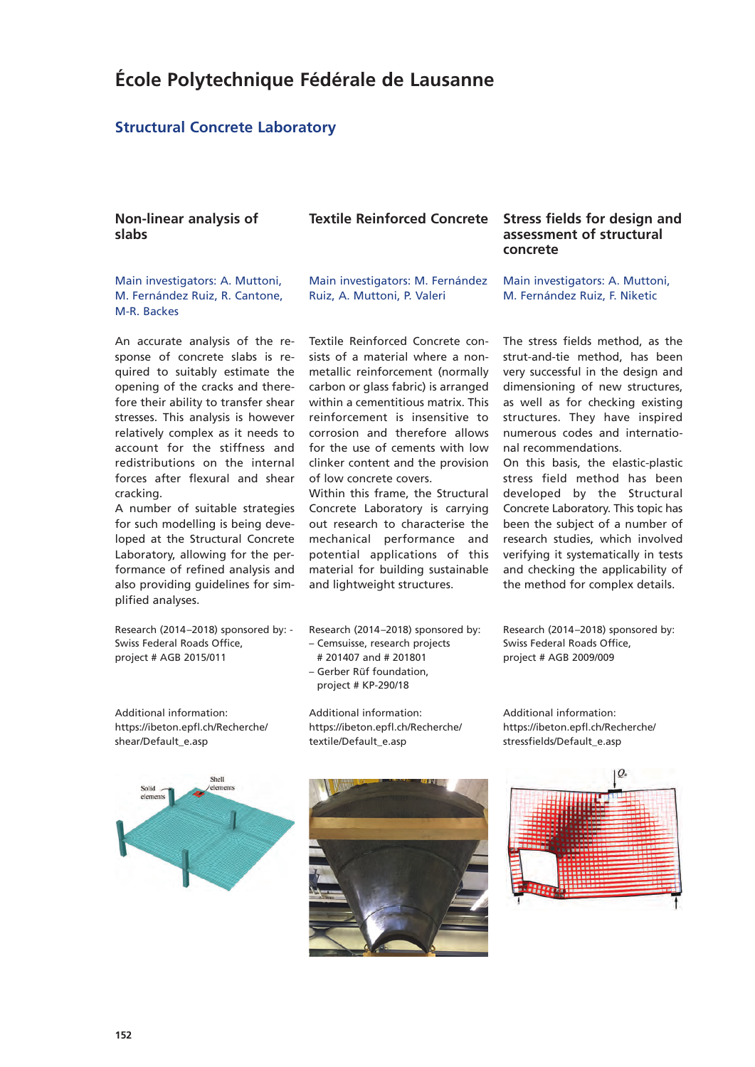# École Polytechnique Fédérale de Lausanne

## Structural Concrete Laboratory

### Non-linear analysis of slabs

Main investigators: A. Muttoni, M. Fernández Ruiz, R. Cantone, M-R. Backes

An accurate analysis of the response of concrete slabs is required to suitably estimate the opening of the cracks and therefore their ability to transfer shear stresses. This analysis is however relatively complex as it needs to account for the stiffness and redistributions on the internal forces after flexural and shear cracking.

A number of suitable strategies for such modelling is being developed at the Structural Concrete Laboratory, allowing for the performance of refined analysis and also providing guidelines for simplified analyses.

Research (2014–2018) sponsored by: - Swiss Federal Roads Office, project # AGB 2015/011

Additional information: https://ibeton.epfl.ch/Recherche/shear/Default_e.asp

### Textile Reinforced Concrete

Main investigators: M. Fernández Ruiz, A. Muttoni, P. Valeri

Textile Reinforced Concrete consists of a material where a non-metallic reinforcement (normally carbon or glass fabric) is arranged within a cementitious matrix. This reinforcement is insensitive to corrosion and therefore allows for the use of cements with low clinker content and the provision of low concrete covers.

Within this frame, the Structural Concrete Laboratory is carrying out research to characterise the mechanical performance and potential applications of this material for building sustainable and lightweight structures.

Research (2014–2018) sponsored by:
- Cemsuisse, research projects # 201407 and # 201801
- Gerber Rüf foundation, project # KP-290/18

Additional information: https://ibeton.epfl.ch/Recherche/textile/Default_e.asp

### Stress fields for design and assessment of structural concrete

Main investigators: A. Muttoni, M. Fernández Ruiz, F. Niketic

The stress fields method, as the strut-and-tie method, has been very successful in the design and dimensioning of new structures, as well as for checking existing structures. They have inspired numerous codes and international recommendations.

On this basis, the elastic-plastic stress field method has been developed by the Structural Concrete Laboratory. This topic has been the subject of a number of research studies, which involved verifying it systematically in tests and checking the applicability of the method for complex details.

Research (2014–2018) sponsored by: Swiss Federal Roads Office, project # AGB 2009/009

Additional information: https://ibeton.epfl.ch/Recherche/stressfields/Default_e.asp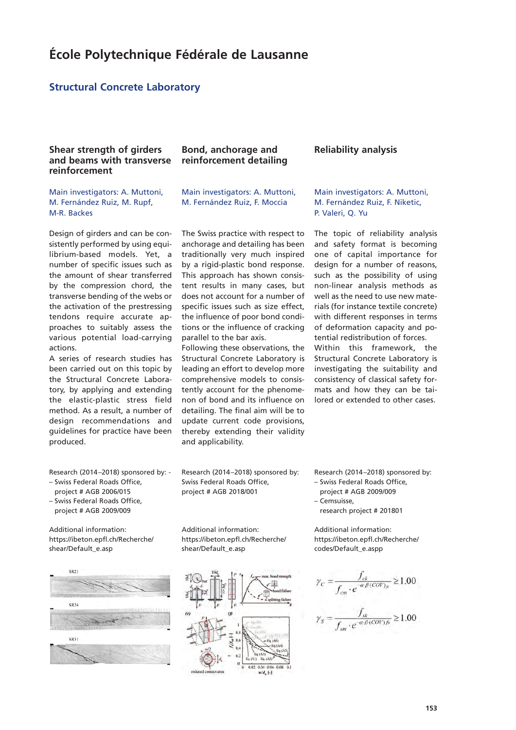# École Polytechnique Fédérale de Lausanne

## Structural Concrete Laboratory

### Shear strength of girders and beams with transverse reinforcement

Main investigators: A. Muttoni, M. Fernández Ruiz, M. Rupf, M-R. Backes

Design of girders and can be consistently performed by using equilibrium-based models. Yet, a number of specific issues such as the amount of shear transferred by the compression chord, the transverse bending of the webs or the activation of the prestressing tendons require accurate approaches to suitably assess the various potential load-carrying actions.

A series of research studies has been carried out on this topic by the Structural Concrete Laboratory, by applying and extending the elastic-plastic stress field method. As a result, a number of design recommendations and guidelines for practice have been produced.

Research (2014–2018) sponsored by: -
- Swiss Federal Roads Office, project # AGB 2006/015
- Swiss Federal Roads Office, project # AGB 2009/009

Additional information:
https://ibeton.epfl.ch/Recherche/shear/Default_e.asp

### Bond, anchorage and reinforcement detailing

Main investigators: A. Muttoni, M. Fernández Ruiz, F. Moccia

The Swiss practice with respect to anchorage and detailing has been traditionally very much inspired by a rigid-plastic bond response. This approach has shown consistent results in many cases, but does not account for a number of specific issues such as size effect, the influence of poor bond conditions or the influence of cracking parallel to the bar axis.

Following these observations, the Structural Concrete Laboratory is leading an effort to develop more comprehensive models to consistently account for the phenomenon of bond and its influence on detailing. The final aim will be to update current code provisions, thereby extending their validity and applicability.

Research (2014–2018) sponsored by:
Swiss Federal Roads Office, project # AGB 2018/001

Additional information:
https://ibeton.epfl.ch/Recherche/shear/Default_e.asp

### Reliability analysis

Main investigators: A. Muttoni, M. Fernández Ruiz, F. Niketic, P. Valeri, Q. Yu

The topic of reliability analysis and safety format is becoming one of capital importance for design for a number of reasons, such as the possibility of using non-linear analysis methods as well as the need to use new materials (for instance textile concrete) with different responses in terms of deformation capacity and potential redistribution of forces.

Within this framework, the Structural Concrete Laboratory is investigating the suitability and consistency of classical safety formats and how they can be tailored or extended to other cases.

Research (2014–2018) sponsored by:
- Swiss Federal Roads Office, project # AGB 2009/009
- Cemsuisse, research project # 201801

Additional information:
https://ibeton.epfl.ch/Recherche/codes/Default_e.aspp

$$\gamma_C = \frac{f_{ck}}{f_{cm} \cdot e^{-\alpha \cdot \beta \cdot (COV)_{fc}}} \geq 1.00$$

$$\gamma_S = \frac{f_{sk}}{f_{sm} \cdot e^{-\alpha \cdot \beta \cdot (COV)_{fs}}} \geq 1.00$$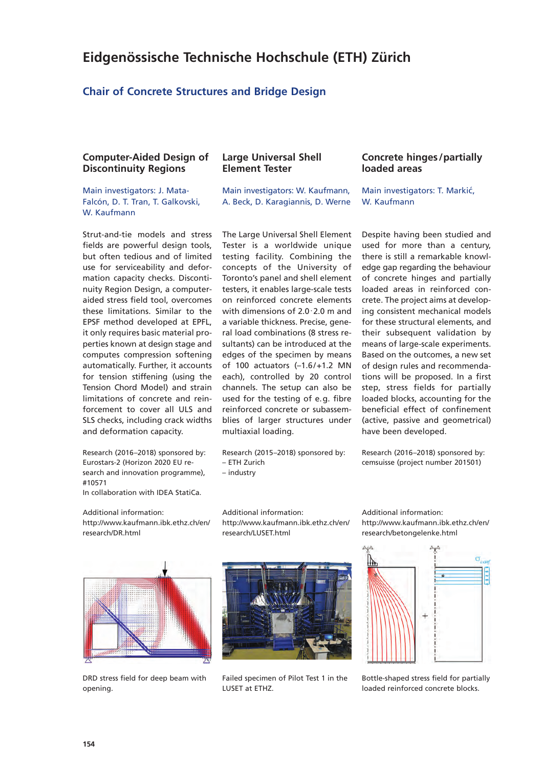# Eidgenössische Technische Hochschule (ETH) Zürich

## Chair of Concrete Structures and Bridge Design

### Computer-Aided Design of Discontinuity Regions

Main investigators: J. Mata-Falcón, D. T. Tran, T. Galkovski, W. Kaufmann

Strut-and-tie models and stress fields are powerful design tools, but often tedious and of limited use for serviceability and deformation capacity checks. Discontinuity Region Design, a computer-aided stress field tool, overcomes these limitations. Similar to the EPSF method developed at EPFL, it only requires basic material properties known at design stage and computes compression softening automatically. Further, it accounts for tension stiffening (using the Tension Chord Model) and strain limitations of concrete and reinforcement to cover all ULS and SLS checks, including crack widths and deformation capacity.

Research (2016–2018) sponsored by: Eurostars-2 (Horizon 2020 EU research and innovation programme), #10571
In collaboration with IDEA StatiCa.

Additional information:
http://www.kaufmann.ibk.ethz.ch/en/research/DR.html

DRD stress field for deep beam with opening.

### Large Universal Shell Element Tester

Main investigators: W. Kaufmann, A. Beck, D. Karagiannis, D. Werne

The Large Universal Shell Element Tester is a worldwide unique testing facility. Combining the concepts of the University of Toronto's panel and shell element testers, it enables large-scale tests on reinforced concrete elements with dimensions of 2.0 · 2.0 m and a variable thickness. Precise, general load combinations (8 stress resultants) can be introduced at the edges of the specimen by means of 100 actuators (–1.6/+1.2 MN each), controlled by 20 control channels. The setup can also be used for the testing of e.g. fibre reinforced concrete or subassemblies of larger structures under multiaxial loading.

Research (2015–2018) sponsored by:
- ETH Zurich
- industry

Additional information:
http://www.kaufmann.ibk.ethz.ch/en/research/LUSET.html

Failed specimen of Pilot Test 1 in the LUSET at ETHZ.

### Concrete hinges/partially loaded areas

Main investigators: T. Markić, W. Kaufmann

Despite having been studied and used for more than a century, there is still a remarkable knowledge gap regarding the behaviour of concrete hinges and partially loaded areas in reinforced concrete. The project aims at developing consistent mechanical models for these structural elements, and their subsequent validation by means of large-scale experiments. Based on the outcomes, a new set of design rules and recommendations will be proposed. In a first step, stress fields for partially loaded blocks, accounting for the beneficial effect of confinement (active, passive and geometrical) have been developed.

Research (2016–2018) sponsored by: cemsuisse (project number 201501)

Additional information:
http://www.kaufmann.ibk.ethz.ch/en/research/betongelenke.html

Bottle-shaped stress field for partially loaded reinforced concrete blocks.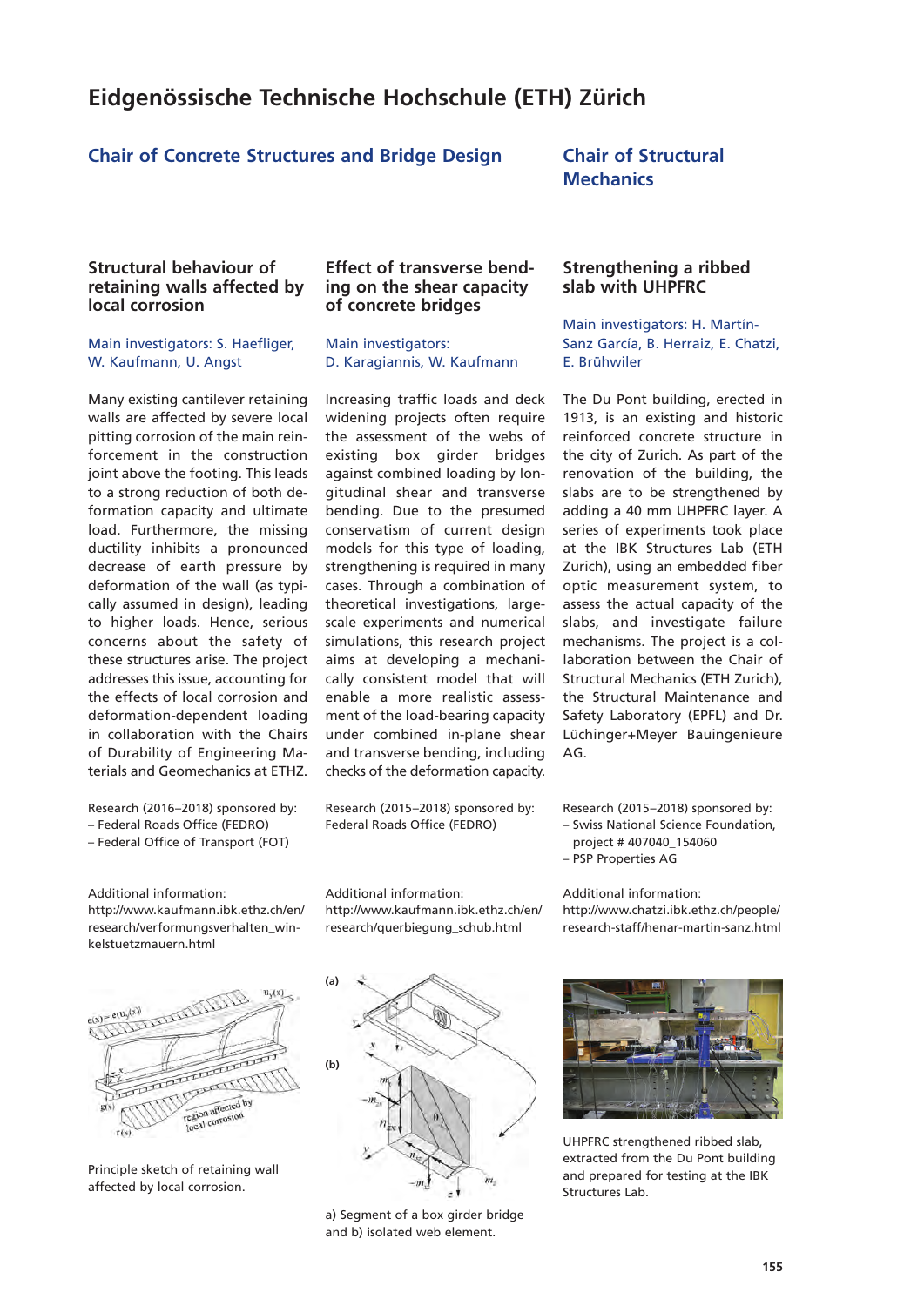# Eidgenössische Technische Hochschule (ETH) Zürich

## Chair of Concrete Structures and Bridge Design

### Structural behaviour of retaining walls affected by local corrosion

Main investigators: S. Haefliger, W. Kaufmann, U. Angst

Many existing cantilever retaining walls are affected by severe local pitting corrosion of the main reinforcement in the construction joint above the footing. This leads to a strong reduction of both deformation capacity and ultimate load. Furthermore, the missing ductility inhibits a pronounced decrease of earth pressure by deformation of the wall (as typically assumed in design), leading to higher loads. Hence, serious concerns about the safety of these structures arise. The project addresses this issue, accounting for the effects of local corrosion and deformation-dependent loading in collaboration with the Chairs of Durability of Engineering Materials and Geomechanics at ETHZ.

Research (2016–2018) sponsored by:
– Federal Roads Office (FEDRO)
– Federal Office of Transport (FOT)

Additional information:
http://www.kaufmann.ibk.ethz.ch/en/research/verformungsverhalten_winkelstuetzmauern.html

Principle sketch of retaining wall affected by local corrosion.

### Effect of transverse bending on the shear capacity of concrete bridges

Main investigators: D. Karagiannis, W. Kaufmann

Increasing traffic loads and deck widening projects often require the assessment of the webs of existing box girder bridges against combined loading by longitudinal shear and transverse bending. Due to the presumed conservatism of current design models for this type of loading, strengthening is required in many cases. Through a combination of theoretical investigations, large-scale experiments and numerical simulations, this research project aims at developing a mechanically consistent model that will enable a more realistic assessment of the load-bearing capacity under combined in-plane shear and transverse bending, including checks of the deformation capacity.

Research (2015–2018) sponsored by:
Federal Roads Office (FEDRO)

Additional information:
http://www.kaufmann.ibk.ethz.ch/en/research/querbiegung_schub.html

a) Segment of a box girder bridge and b) isolated web element.

## Chair of Structural Mechanics

### Strengthening a ribbed slab with UHPFRC

Main investigators: H. Martín-Sanz García, B. Herraiz, E. Chatzi, E. Brühwiler

The Du Pont building, erected in 1913, is an existing and historic reinforced concrete structure in the city of Zurich. As part of the renovation of the building, the slabs are to be strengthened by adding a 40 mm UHPFRC layer. A series of experiments took place at the IBK Structures Lab (ETH Zurich), using an embedded fiber optic measurement system, to assess the actual capacity of the slabs, and investigate failure mechanisms. The project is a collaboration between the Chair of Structural Mechanics (ETH Zurich), the Structural Maintenance and Safety Laboratory (EPFL) and Dr. Lüchinger+Meyer Bauingenieure AG.

Research (2015–2018) sponsored by:
– Swiss National Science Foundation, project # 407040_154060
– PSP Properties AG

Additional information:
http://www.chatzi.ibk.ethz.ch/people/research-staff/henar-martin-sanz.html

UHPFRC strengthened ribbed slab, extracted from the Du Pont building and prepared for testing at the IBK Structures Lab.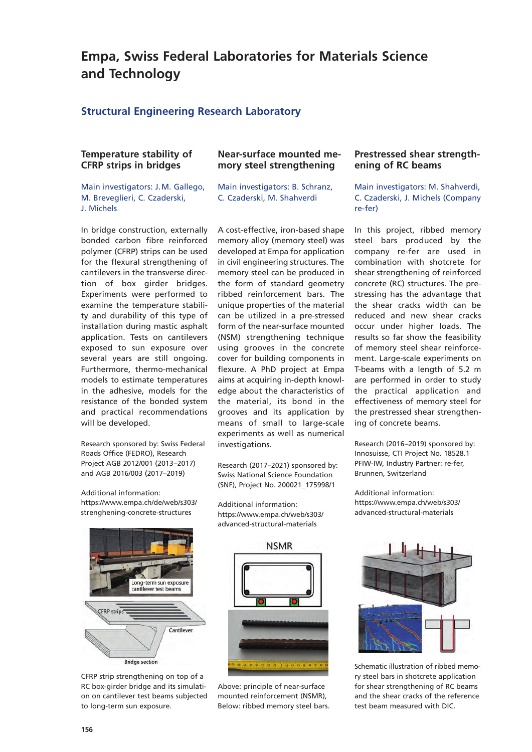# Empa, Swiss Federal Laboratories for Materials Science and Technology

## Structural Engineering Research Laboratory

### Temperature stability of CFRP strips in bridges

Main investigators: J.M. Gallego, M. Breveglieri, C. Czaderski, J. Michels

In bridge construction, externally bonded carbon fibre reinforced polymer (CFRP) strips can be used for the flexural strengthening of cantilevers in the transverse direction of box girder bridges. Experiments were performed to examine the temperature stability and durability of this type of installation during mastic asphalt application. Tests on cantilevers exposed to sun exposure over several years are still ongoing. Furthermore, thermo-mechanical models to estimate temperatures in the adhesive, models for the resistance of the bonded system and practical recommendations will be developed.

Research sponsored by: Swiss Federal Roads Office (FEDRO), Research Project AGB 2012/001 (2013–2017) and AGB 2016/003 (2017–2019)

Additional information:
https://www.empa.ch/de/web/s303/strenghening-concrete-structures

CFRP strip strengthening on top of a RC box-girder bridge and its simulation on cantilever test beams subjected to long-term sun exposure.

### Near-surface mounted memory steel strengthening

Main investigators: B. Schranz, C. Czaderski, M. Shahverdi

A cost-effective, iron-based shape memory alloy (memory steel) was developed at Empa for application in civil engineering structures. The memory steel can be produced in the form of standard geometry ribbed reinforcement bars. The unique properties of the material can be utilized in a pre-stressed form of the near-surface mounted (NSM) strengthening technique using grooves in the concrete cover for building components in flexure. A PhD project at Empa aims at acquiring in-depth knowledge about the characteristics of the material, its bond in the grooves and its application by means of small to large-scale experiments as well as numerical investigations.

Research (2017–2021) sponsored by: Swiss National Science Foundation (SNF), Project No. 200021_175998/1

Additional information:
https://www.empa.ch/web/s303/advanced-structural-materials

Above: principle of near-surface mounted reinforcement (NSMR), Below: ribbed memory steel bars.

### Prestressed shear strengthening of RC beams

Main investigators: M. Shahverdi, C. Czaderski, J. Michels (Company re-fer)

In this project, ribbed memory steel bars produced by the company re-fer are used in combination with shotcrete for shear strengthening of reinforced concrete (RC) structures. The prestressing has the advantage that the shear cracks width can be reduced and new shear cracks occur under higher loads. The results so far show the feasibility of memory steel shear reinforcement. Large-scale experiments on T-beams with a length of 5.2 m are performed in order to study the practical application and effectiveness of memory steel for the prestressed shear strengthening of concrete beams.

Research (2016–2019) sponsored by: Innosuisse, CTI Project No. 18528.1 PFIW-IW, Industry Partner: re-fer, Brunnen, Switzerland

Additional information:
https://www.empa.ch/web/s303/advanced-structural-materials

Schematic illustration of ribbed memory steel bars in shotcrete application for shear strengthening of RC beams and the shear cracks of the reference test beam measured with DIC.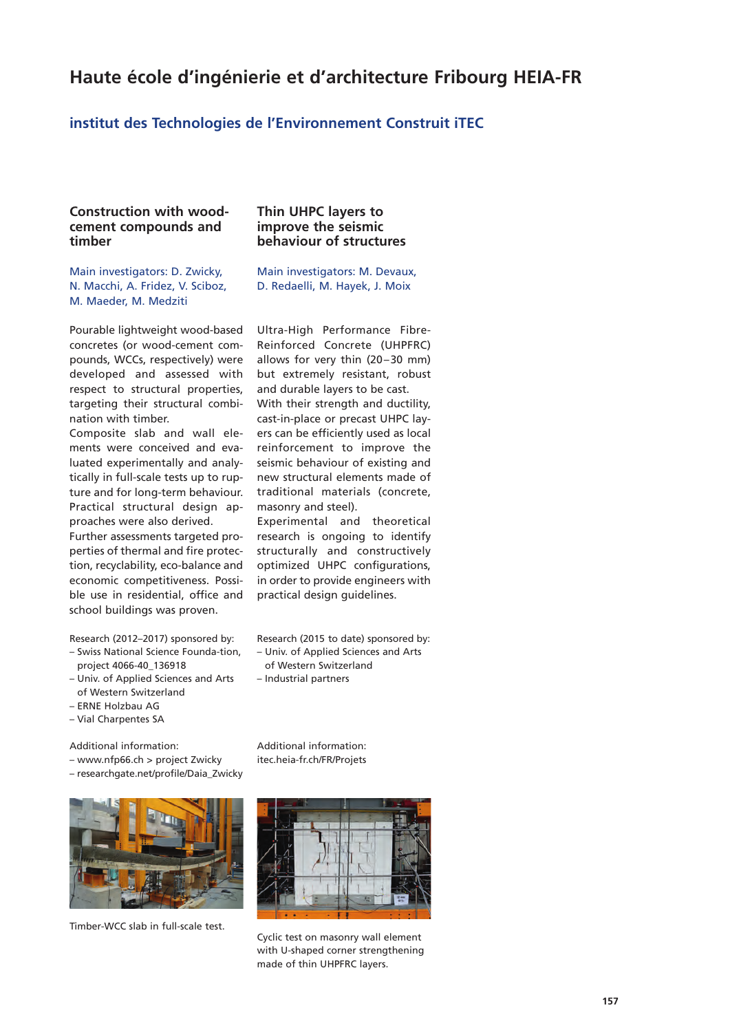# Haute école d'ingénierie et d'architecture Fribourg HEIA-FR

## institut des Technologies de l'Environnement Construit iTEC

### Construction with wood-cement compounds and timber

Main investigators: D. Zwicky, N. Macchi, A. Fridez, V. Sciboz, M. Maeder, M. Medziti

Pourable lightweight wood-based concretes (or wood-cement compounds, WCCs, respectively) were developed and assessed with respect to structural properties, targeting their structural combination with timber.

Composite slab and wall elements were conceived and evaluated experimentally and analytically in full-scale tests up to rupture and for long-term behaviour. Practical structural design approaches were also derived.

Further assessments targeted properties of thermal and fire protection, recyclability, eco-balance and economic competitiveness. Possible use in residential, office and school buildings was proven.

Research (2012–2017) sponsored by:
- Swiss National Science Founda-tion, project 4066-40_136918
- Univ. of Applied Sciences and Arts of Western Switzerland
- ERNE Holzbau AG
- Vial Charpentes SA

Additional information:
- www.nfp66.ch > project Zwicky
- researchgate.net/profile/Daia_Zwicky

Timber-WCC slab in full-scale test.

### Thin UHPC layers to improve the seismic behaviour of structures

Main investigators: M. Devaux, D. Redaelli, M. Hayek, J. Moix

Ultra-High Performance Fibre-Reinforced Concrete (UHPFRC) allows for very thin (20–30 mm) but extremely resistant, robust and durable layers to be cast. With their strength and ductility, cast-in-place or precast UHPC layers can be efficiently used as local reinforcement to improve the seismic behaviour of existing and new structural elements made of traditional materials (concrete, masonry and steel).

Experimental and theoretical research is ongoing to identify structurally and constructively optimized UHPC configurations, in order to provide engineers with practical design guidelines.

Research (2015 to date) sponsored by:
- Univ. of Applied Sciences and Arts of Western Switzerland
- Industrial partners

Additional information:
itec.heia-fr.ch/FR/Projets

Cyclic test on masonry wall element with U-shaped corner strengthening made of thin UHPFRC layers.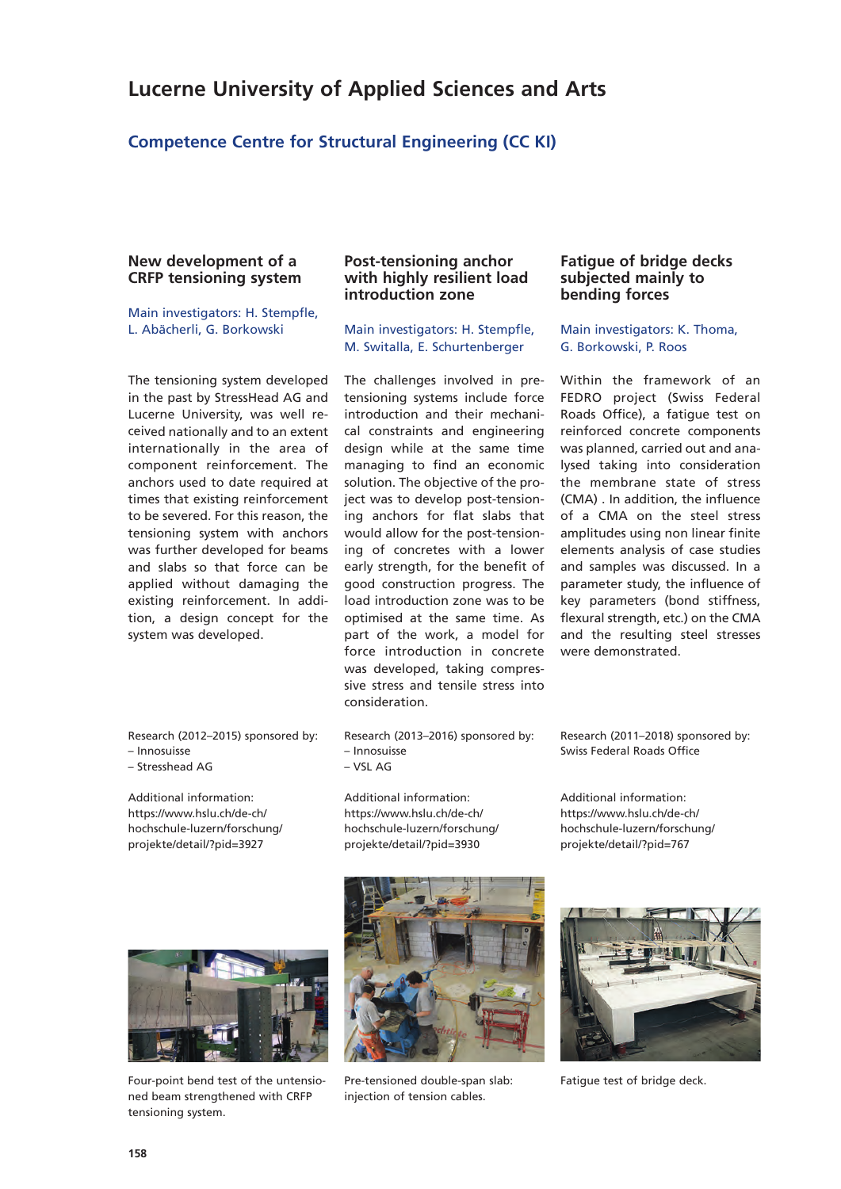# Lucerne University of Applied Sciences and Arts

## Competence Centre for Structural Engineering (CC KI)

### New development of a CRFP tensioning system

Main investigators: H. Stempfle, L. Abächerli, G. Borkowski

The tensioning system developed in the past by StressHead AG and Lucerne University, was well received nationally and to an extent internationally in the area of component reinforcement. The anchors used to date required at times that existing reinforcement to be severed. For this reason, the tensioning system with anchors was further developed for beams and slabs so that force can be applied without damaging the existing reinforcement. In addition, a design concept for the system was developed.

Research (2012–2015) sponsored by:
– Innosuisse
– Stresshead AG

Additional information:
https://www.hslu.ch/de-ch/hochschule-luzern/forschung/projekte/detail/?pid=3927

Four-point bend test of the untensioned beam strengthened with CRFP tensioning system.

### Post-tensioning anchor with highly resilient load introduction zone

Main investigators: H. Stempfle, M. Switalla, E. Schurtenberger

The challenges involved in pretensioning systems include force introduction and their mechanical constraints and engineering design while at the same time managing to find an economic solution. The objective of the project was to develop post-tensioning anchors for flat slabs that would allow for the post-tensioning of concretes with a lower early strength, for the benefit of good construction progress. The load introduction zone was to be optimised at the same time. As part of the work, a model for force introduction in concrete was developed, taking compressive stress and tensile stress into consideration.

Research (2013–2016) sponsored by:
– Innosuisse
– VSL AG

Additional information:
https://www.hslu.ch/de-ch/hochschule-luzern/forschung/projekte/detail/?pid=3930

Pre-tensioned double-span slab: injection of tension cables.

### Fatigue of bridge decks subjected mainly to bending forces

Main investigators: K. Thoma, G. Borkowski, P. Roos

Within the framework of an FEDRO project (Swiss Federal Roads Office), a fatigue test on reinforced concrete components was planned, carried out and analysed taking into consideration the membrane state of stress (CMA) . In addition, the influence of a CMA on the steel stress amplitudes using non linear finite elements analysis of case studies and samples was discussed. In a parameter study, the influence of key parameters (bond stiffness, flexural strength, etc.) on the CMA and the resulting steel stresses were demonstrated.

Research (2011–2018) sponsored by:
Swiss Federal Roads Office

Additional information:
https://www.hslu.ch/de-ch/hochschule-luzern/forschung/projekte/detail/?pid=767

Fatigue test of bridge deck.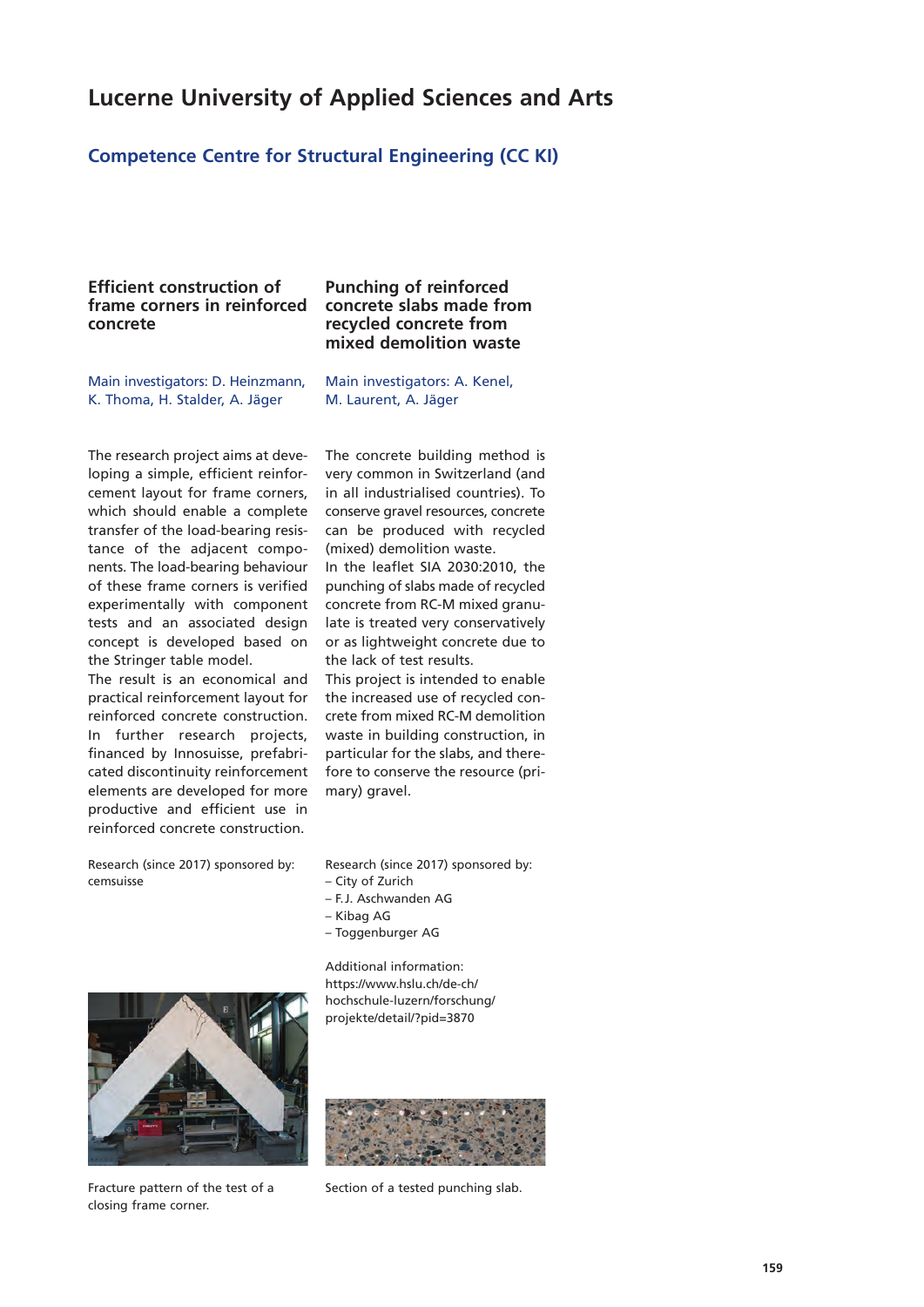# Lucerne University of Applied Sciences and Arts

## Competence Centre for Structural Engineering (CC KI)

### Efficient construction of frame corners in reinforced concrete

Main investigators: D. Heinzmann, K. Thoma, H. Stalder, A. Jäger

The research project aims at developing a simple, efficient reinforcement layout for frame corners, which should enable a complete transfer of the load-bearing resistance of the adjacent components. The load-bearing behaviour of these frame corners is verified experimentally with component tests and an associated design concept is developed based on the Stringer table model.
The result is an economical and practical reinforcement layout for reinforced concrete construction. In further research projects, financed by Innosuisse, prefabricated discontinuity reinforcement elements are developed for more productive and efficient use in reinforced concrete construction.

Research (since 2017) sponsored by:
cemsuisse

Fracture pattern of the test of a closing frame corner.

### Punching of reinforced concrete slabs made from recycled concrete from mixed demolition waste

Main investigators: A. Kenel, M. Laurent, A. Jäger

The concrete building method is very common in Switzerland (and in all industrialised countries). To conserve gravel resources, concrete can be produced with recycled (mixed) demolition waste.
In the leaflet SIA 2030:2010, the punching of slabs made of recycled concrete from RC-M mixed granulate is treated very conservatively or as lightweight concrete due to the lack of test results.
This project is intended to enable the increased use of recycled concrete from mixed RC-M demolition waste in building construction, in particular for the slabs, and therefore to conserve the resource (primary) gravel.

Research (since 2017) sponsored by:
- City of Zurich
- F.J. Aschwanden AG
- Kibag AG
- Toggenburger AG

Additional information:
https://www.hslu.ch/de-ch/hochschule-luzern/forschung/projekte/detail/?pid=3870

Section of a tested punching slab.